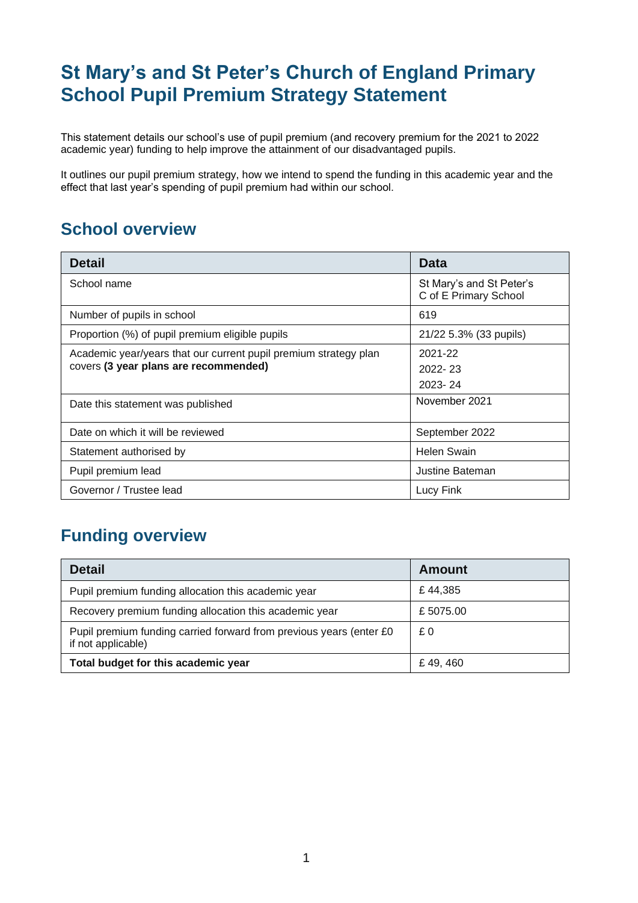# St Mary's and St Peter's Church of England Primary School Pupil Premium Strategy Statement

This statement details our school's use of pupil premium (and recovery premium for the 2021 to 2022 academic year) funding to help improve the attainment of our disadvantaged pupils.

It outlines our pupil premium strategy, how we intend to spend the funding in this academic year and the effect that last year's spending of pupil premium had within our school.

## School overview

| Detail | Data |
|---|---|
| School name | St Mary's and St Peter's C of E Primary School |
| Number of pupils in school | 619 |
| Proportion (%) of pupil premium eligible pupils | 21/22 5.3% (33 pupils) |
| Academic year/years that our current pupil premium strategy plan covers **(3 year plans are recommended)** | 2021-22<br>2022- 23<br>2023- 24 |
| Date this statement was published | November 2021 |
| Date on which it will be reviewed | September 2022 |
| Statement authorised by | Helen Swain |
| Pupil premium lead | Justine Bateman |
| Governor / Trustee lead | Lucy Fink |

## Funding overview

| Detail | Amount |
|---|---|
| Pupil premium funding allocation this academic year | £ 44,385 |
| Recovery premium funding allocation this academic year | £ 5075.00 |
| Pupil premium funding carried forward from previous years (enter £0 if not applicable) | £ 0 |
| **Total budget for this academic year** | £ 49, 460 |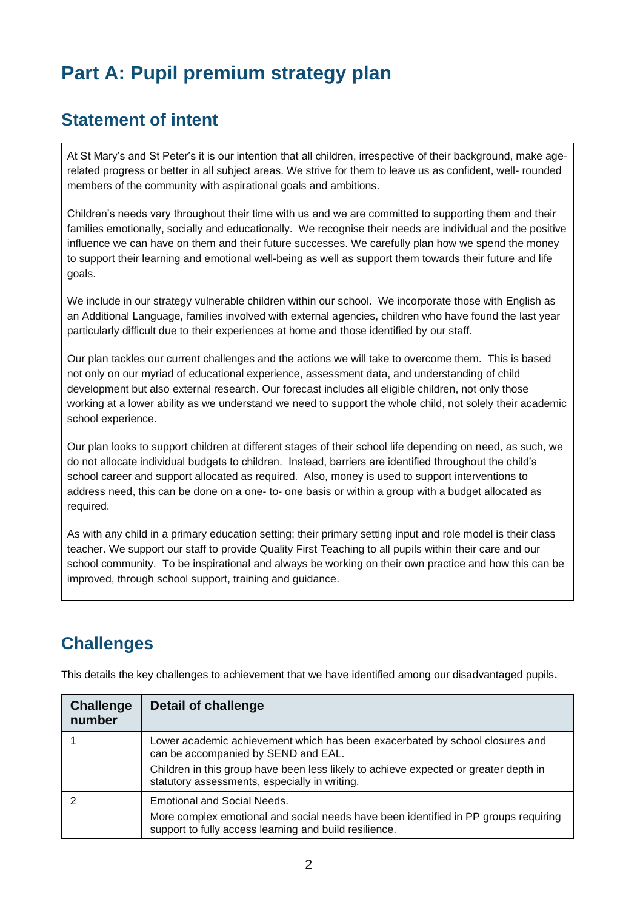# Part A: Pupil premium strategy plan

## Statement of intent

At St Mary's and St Peter's it is our intention that all children, irrespective of their background, make age-related progress or better in all subject areas. We strive for them to leave us as confident, well- rounded members of the community with aspirational goals and ambitions.

Children's needs vary throughout their time with us and we are committed to supporting them and their families emotionally, socially and educationally. We recognise their needs are individual and the positive influence we can have on them and their future successes. We carefully plan how we spend the money to support their learning and emotional well-being as well as support them towards their future and life goals.

We include in our strategy vulnerable children within our school. We incorporate those with English as an Additional Language, families involved with external agencies, children who have found the last year particularly difficult due to their experiences at home and those identified by our staff.

Our plan tackles our current challenges and the actions we will take to overcome them. This is based not only on our myriad of educational experience, assessment data, and understanding of child development but also external research. Our forecast includes all eligible children, not only those working at a lower ability as we understand we need to support the whole child, not solely their academic school experience.

Our plan looks to support children at different stages of their school life depending on need, as such, we do not allocate individual budgets to children. Instead, barriers are identified throughout the child's school career and support allocated as required. Also, money is used to support interventions to address need, this can be done on a one- to- one basis or within a group with a budget allocated as required.

As with any child in a primary education setting; their primary setting input and role model is their class teacher. We support our staff to provide Quality First Teaching to all pupils within their care and our school community. To be inspirational and always be working on their own practice and how this can be improved, through school support, training and guidance.

## Challenges

This details the key challenges to achievement that we have identified among our disadvantaged pupils.

| Challenge number | Detail of challenge |
|---|---|
| 1 | Lower academic achievement which has been exacerbated by school closures and can be accompanied by SEND and EAL.<br><br>Children in this group have been less likely to achieve expected or greater depth in statutory assessments, especially in writing. |
| 2 | Emotional and Social Needs.<br><br>More complex emotional and social needs have been identified in PP groups requiring support to fully access learning and build resilience. |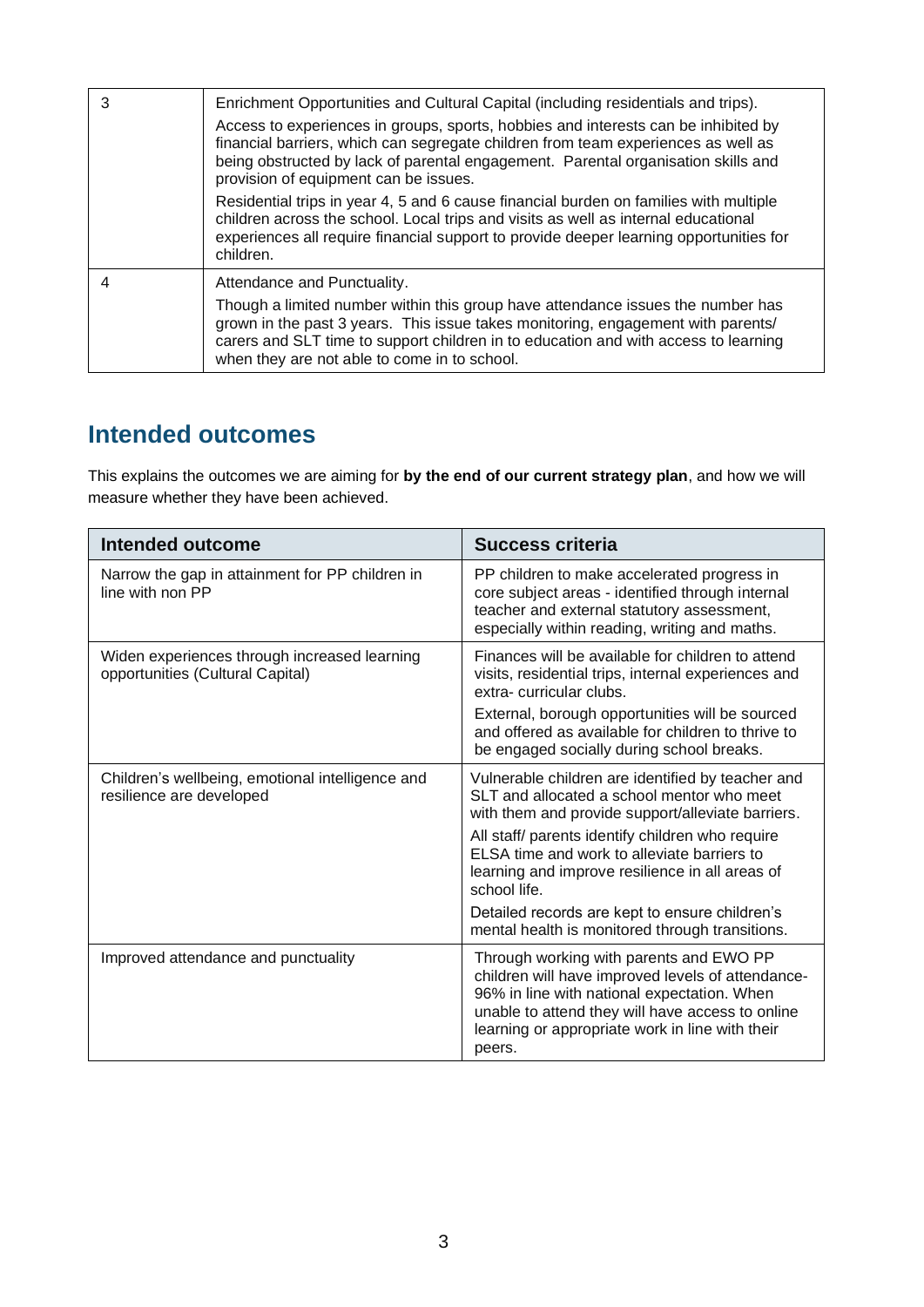| | |
|---|---|
| 3 | Enrichment Opportunities and Cultural Capital (including residentials and trips).<br><br>Access to experiences in groups, sports, hobbies and interests can be inhibited by financial barriers, which can segregate children from team experiences as well as being obstructed by lack of parental engagement. Parental organisation skills and provision of equipment can be issues.<br><br>Residential trips in year 4, 5 and 6 cause financial burden on families with multiple children across the school. Local trips and visits as well as internal educational experiences all require financial support to provide deeper learning opportunities for children. |
| 4 | Attendance and Punctuality.<br><br>Though a limited number within this group have attendance issues the number has grown in the past 3 years. This issue takes monitoring, engagement with parents/ carers and SLT time to support children in to education and with access to learning when they are not able to come in to school. |

## Intended outcomes

This explains the outcomes we are aiming for **by the end of our current strategy plan**, and how we will measure whether they have been achieved.

| Intended outcome | Success criteria |
|---|---|
| Narrow the gap in attainment for PP children in line with non PP | PP children to make accelerated progress in core subject areas - identified through internal teacher and external statutory assessment, especially within reading, writing and maths. |
| Widen experiences through increased learning opportunities (Cultural Capital) | Finances will be available for children to attend visits, residential trips, internal experiences and extra- curricular clubs.<br><br>External, borough opportunities will be sourced and offered as available for children to thrive to be engaged socially during school breaks. |
| Children's wellbeing, emotional intelligence and resilience are developed | Vulnerable children are identified by teacher and SLT and allocated a school mentor who meet with them and provide support/alleviate barriers.<br><br>All staff/ parents identify children who require ELSA time and work to alleviate barriers to learning and improve resilience in all areas of school life.<br><br>Detailed records are kept to ensure children's mental health is monitored through transitions. |
| Improved attendance and punctuality | Through working with parents and EWO PP children will have improved levels of attendance- 96% in line with national expectation. When unable to attend they will have access to online learning or appropriate work in line with their peers. |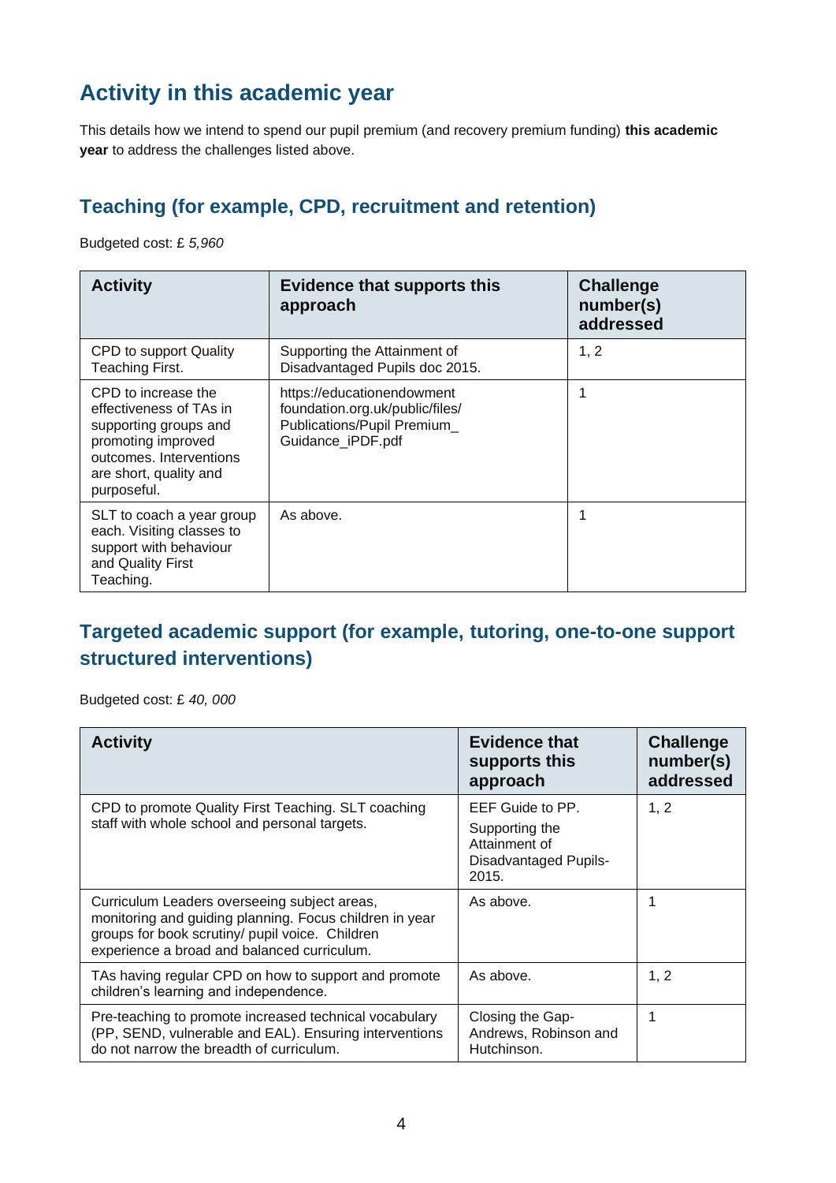## Activity in this academic year

This details how we intend to spend our pupil premium (and recovery premium funding) **this academic year** to address the challenges listed above.

### Teaching (for example, CPD, recruitment and retention)

Budgeted cost: £ *5,960*

| Activity | Evidence that supports this approach | Challenge number(s) addressed |
|---|---|---|
| CPD to support Quality Teaching First. | Supporting the Attainment of Disadvantaged Pupils doc 2015. | 1, 2 |
| CPD to increase the effectiveness of TAs in supporting groups and promoting improved outcomes. Interventions are short, quality and purposeful. | https://educationendowment foundation.org.uk/public/files/ Publications/Pupil Premium_ Guidance_iPDF.pdf | 1 |
| SLT to coach a year group each. Visiting classes to support with behaviour and Quality First Teaching. | As above. | 1 |

### Targeted academic support (for example, tutoring, one-to-one support structured interventions)

Budgeted cost: £ *40, 000*

| Activity | Evidence that supports this approach | Challenge number(s) addressed |
|---|---|---|
| CPD to promote Quality First Teaching. SLT coaching staff with whole school and personal targets. | EEF Guide to PP. Supporting the Attainment of Disadvantaged Pupils-2015. | 1, 2 |
| Curriculum Leaders overseeing subject areas, monitoring and guiding planning. Focus children in year groups for book scrutiny/ pupil voice. Children experience a broad and balanced curriculum. | As above. | 1 |
| TAs having regular CPD on how to support and promote children's learning and independence. | As above. | 1, 2 |
| Pre-teaching to promote increased technical vocabulary (PP, SEND, vulnerable and EAL). Ensuring interventions do not narrow the breadth of curriculum. | Closing the Gap-Andrews, Robinson and Hutchinson. | 1 |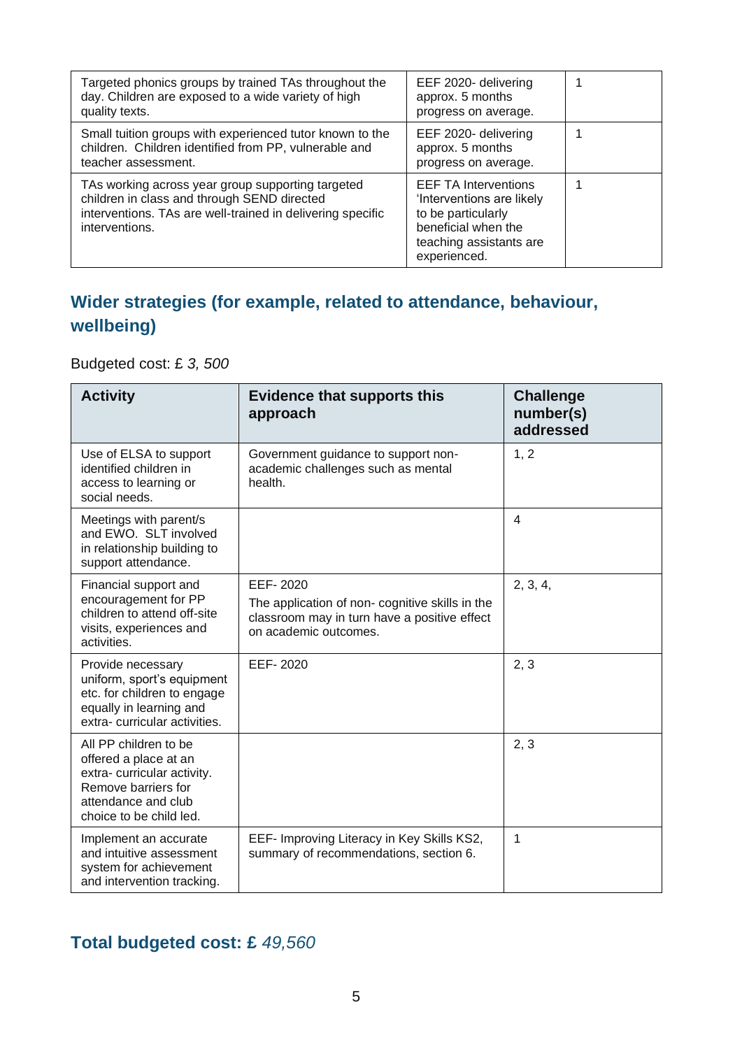| | | |
|---|---|---|
| Targeted phonics groups by trained TAs throughout the day. Children are exposed to a wide variety of high quality texts. | EEF 2020- delivering approx. 5 months progress on average. | 1 |
| Small tuition groups with experienced tutor known to the children. Children identified from PP, vulnerable and teacher assessment. | EEF 2020- delivering approx. 5 months progress on average. | 1 |
| TAs working across year group supporting targeted children in class and through SEND directed interventions. TAs are well-trained in delivering specific interventions. | EEF TA Interventions 'Interventions are likely to be particularly beneficial when the teaching assistants are experienced. | 1 |

## Wider strategies (for example, related to attendance, behaviour, wellbeing)

Budgeted cost: £ *3, 500*

| Activity | Evidence that supports this approach | Challenge number(s) addressed |
|---|---|---|
| Use of ELSA to support identified children in access to learning or social needs. | Government guidance to support non-academic challenges such as mental health. | 1, 2 |
| Meetings with parent/s and EWO. SLT involved in relationship building to support attendance. | | 4 |
| Financial support and encouragement for PP children to attend off-site visits, experiences and activities. | EEF- 2020<br>The application of non- cognitive skills in the classroom may in turn have a positive effect on academic outcomes. | 2, 3, 4, |
| Provide necessary uniform, sport's equipment etc. for children to engage equally in learning and extra- curricular activities. | EEF- 2020 | 2, 3 |
| All PP children to be offered a place at an extra- curricular activity. Remove barriers for attendance and club choice to be child led. | | 2, 3 |
| Implement an accurate and intuitive assessment system for achievement and intervention tracking. | EEF- Improving Literacy in Key Skills KS2, summary of recommendations, section 6. | 1 |

## Total budgeted cost: £ *49,560*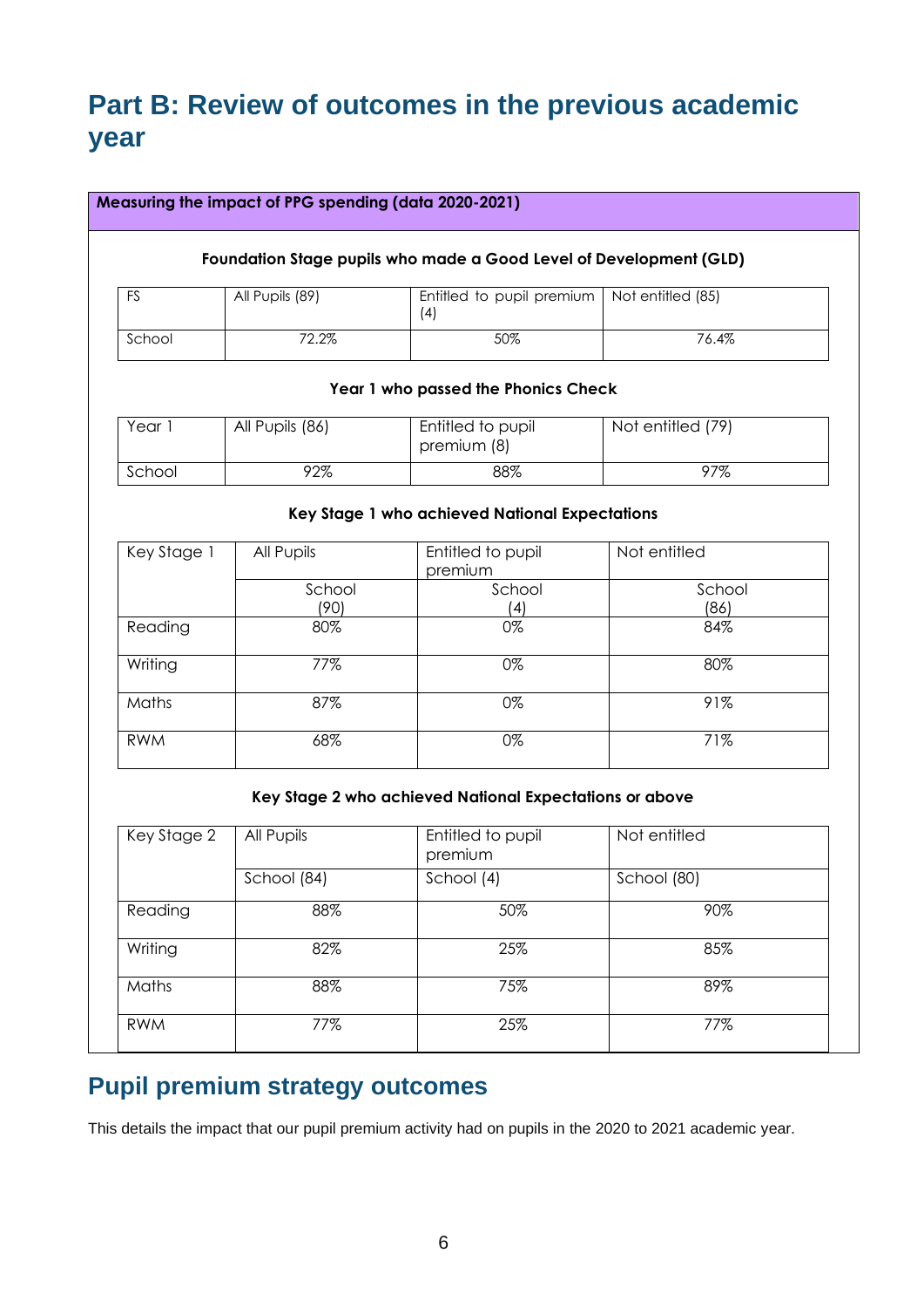## Part B: Review of outcomes in the previous academic year

**Measuring the impact of PPG spending (data 2020-2021)**

**Foundation Stage pupils who made a Good Level of Development (GLD)**

| FS | All Pupils (89) | Entitled to pupil premium (4) | Not entitled (85) |
|---|---|---|---|
| School | 72.2% | 50% | 76.4% |

**Year 1 who passed the Phonics Check**

| Year 1 | All Pupils (86) | Entitled to pupil premium (8) | Not entitled (79) |
|---|---|---|---|
| School | 92% | 88% | 97% |

**Key Stage 1 who achieved National Expectations**

| Key Stage 1 | All Pupils | Entitled to pupil premium | Not entitled |
|---|---|---|---|
| | School (90) | School (4) | School (86) |
| Reading | 80% | 0% | 84% |
| Writing | 77% | 0% | 80% |
| Maths | 87% | 0% | 91% |
| RWM | 68% | 0% | 71% |

**Key Stage 2 who achieved National Expectations or above**

| Key Stage 2 | All Pupils | Entitled to pupil premium | Not entitled |
|---|---|---|---|
| | School (84) | School (4) | School (80) |
| Reading | 88% | 50% | 90% |
| Writing | 82% | 25% | 85% |
| Maths | 88% | 75% | 89% |
| RWM | 77% | 25% | 77% |

## Pupil premium strategy outcomes

This details the impact that our pupil premium activity had on pupils in the 2020 to 2021 academic year.